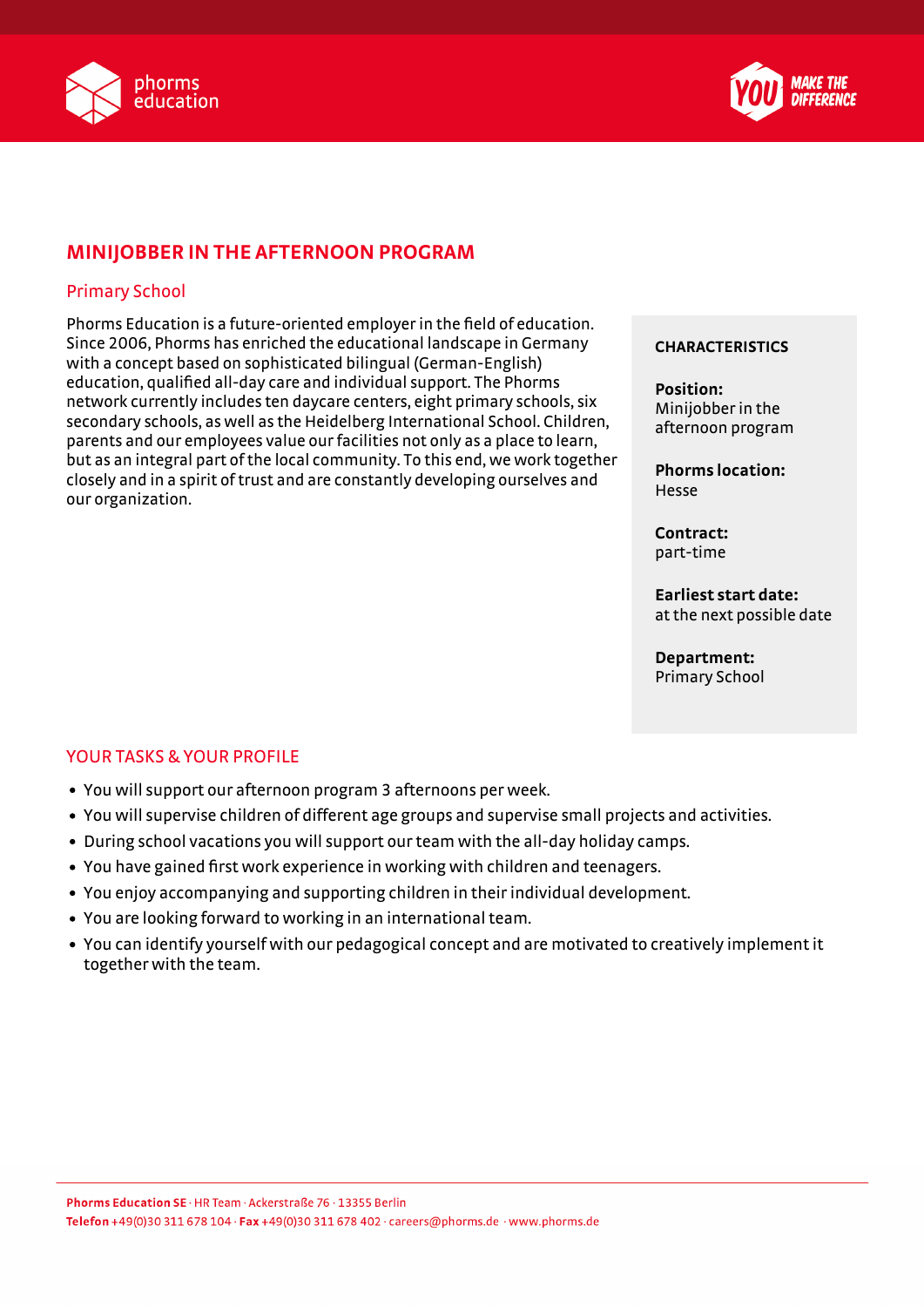# MINIJOBBER IN THE AFTERNOON PROGRAM

## Primary School

Phorms Education is a future-oriented employer in the field of education. Since 2006, Phorms has enriched the educational landscape in Germany with a concept based on sophisticated bilingual (German-English) education, qualified all-day care and individual support. The Phorms network currently includes ten daycare centers, eight primary schools, six secondary schools, as well as the Heidelberg International School. Children, parents and our employees value our facilities not only as a place to learn, but as an integral part of the local community. To this end, we work together closely and in a spirit of trust and are constantly developing ourselves and our organization.

### CHARACTERISTICS

**Position:**
Minijobber in the afternoon program

**Phorms location:**
Hesse

**Contract:**
part-time

**Earliest start date:**
at the next possible date

**Department:**
Primary School

## YOUR TASKS & YOUR PROFILE

- You will support our afternoon program 3 afternoons per week.
- You will supervise children of different age groups and supervise small projects and activities.
- During school vacations you will support our team with the all-day holiday camps.
- You have gained first work experience in working with children and teenagers.
- You enjoy accompanying and supporting children in their individual development.
- You are looking forward to working in an international team.
- You can identify yourself with our pedagogical concept and are motivated to creatively implement it together with the team.

**Phorms Education SE** · HR Team · Ackerstraße 76 · 13355 Berlin
**Telefon** +49(0)30 311 678 104 · **Fax** +49(0)30 311 678 402 · careers@phorms.de · www.phorms.de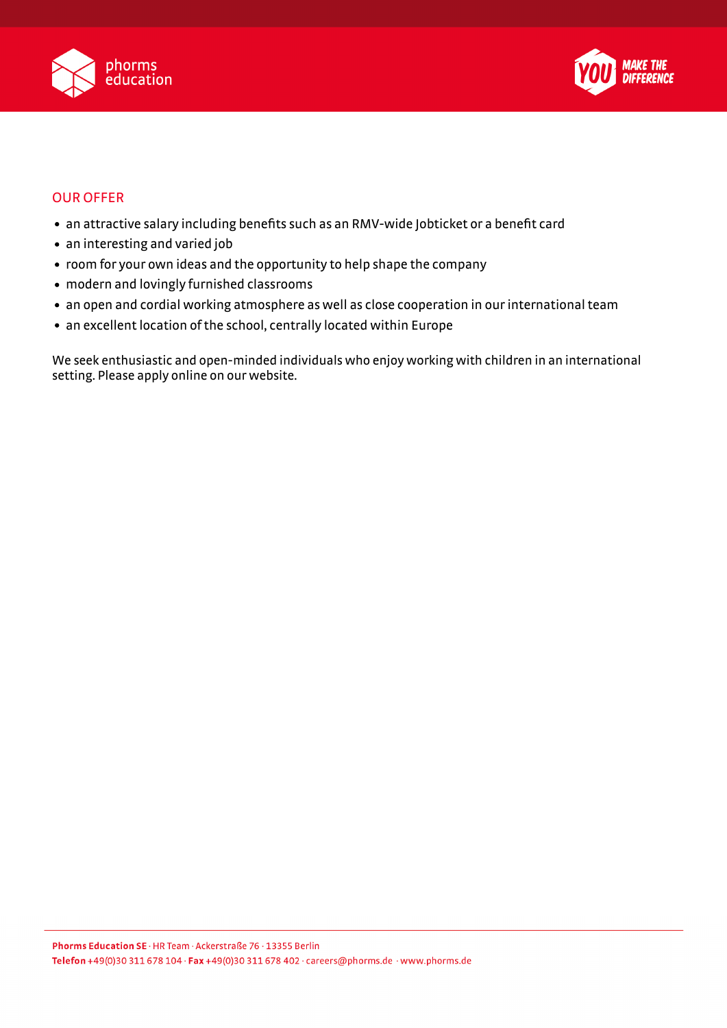## OUR OFFER

- an attractive salary including benefits such as an RMV-wide Jobticket or a benefit card
- an interesting and varied job
- room for your own ideas and the opportunity to help shape the company
- modern and lovingly furnished classrooms
- an open and cordial working atmosphere as well as close cooperation in our international team
- an excellent location of the school, centrally located within Europe

We seek enthusiastic and open-minded individuals who enjoy working with children in an international setting. Please apply online on our website.

**Phorms Education SE** · HR Team · Ackerstraße 76 · 13355 Berlin
**Telefon** +49(0)30 311 678 104 · **Fax** +49(0)30 311 678 402 · careers@phorms.de · www.phorms.de